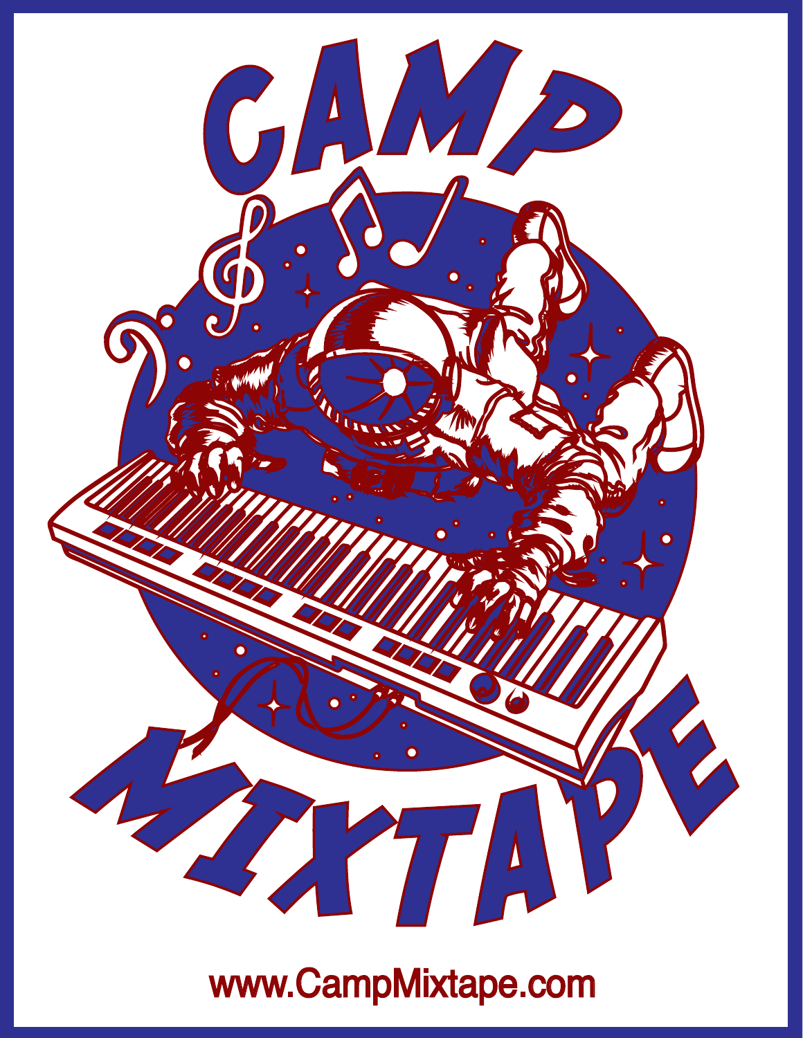# CAMP MIXTAPE

www.CampMixtape.com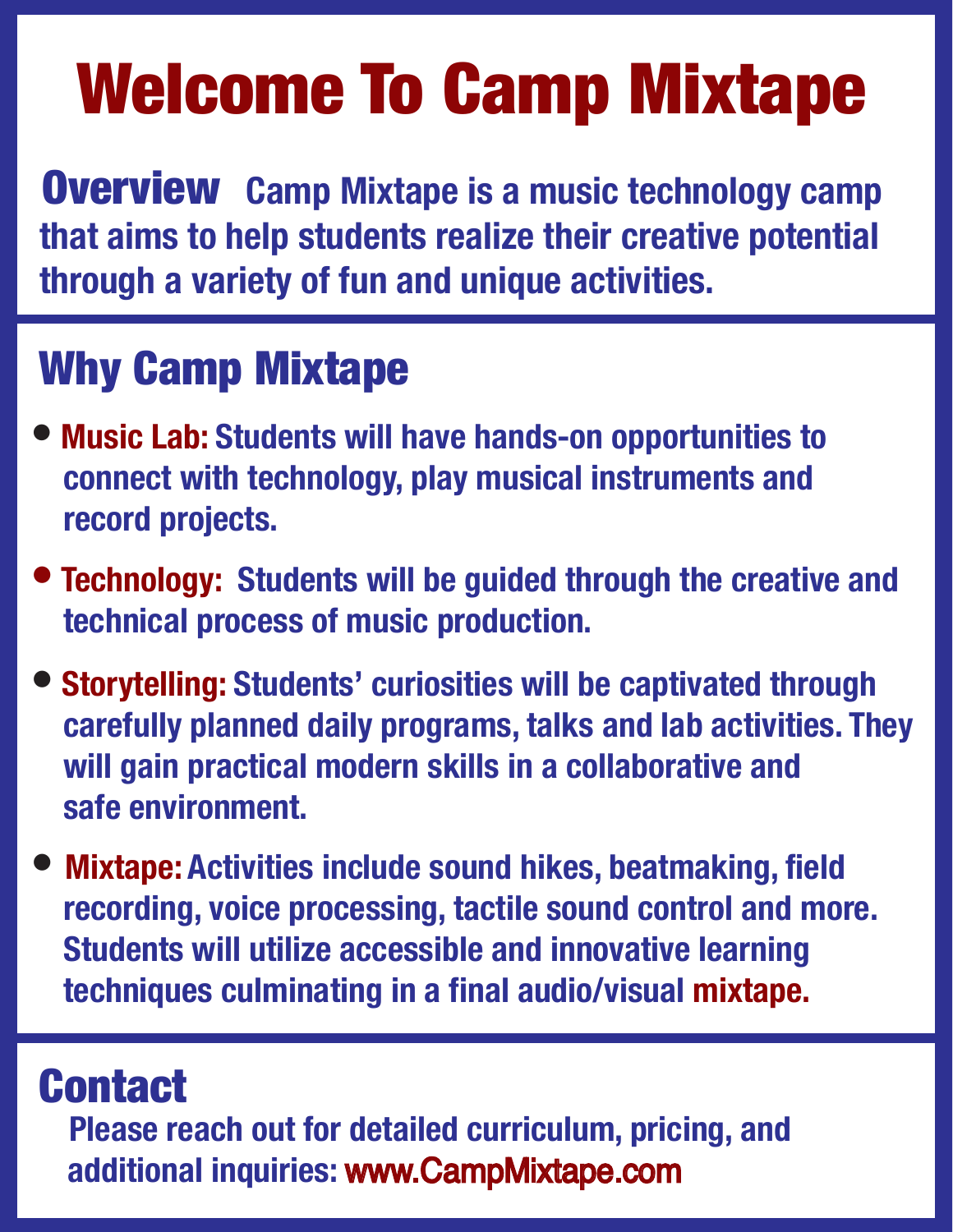# Welcome To Camp Mixtape

**Overview** Camp Mixtape is a music technology camp that aims to help students realize their creative potential through a variety of fun and unique activities.

## Why Camp Mixtape

- **Music Lab:** Students will have hands-on opportunities to connect with technology, play musical instruments and record projects.
- **Technology:** Students will be guided through the creative and technical process of music production.
- **Storytelling:** Students' curiosities will be captivated through carefully planned daily programs, talks and lab activities. They will gain practical modern skills in a collaborative and safe environment.
- **Mixtape:** Activities include sound hikes, beatmaking, field recording, voice processing, tactile sound control and more. Students will utilize accessible and innovative learning techniques culminating in a final audio/visual mixtape.

## Contact

Please reach out for detailed curriculum, pricing, and additional inquiries: www.CampMixtape.com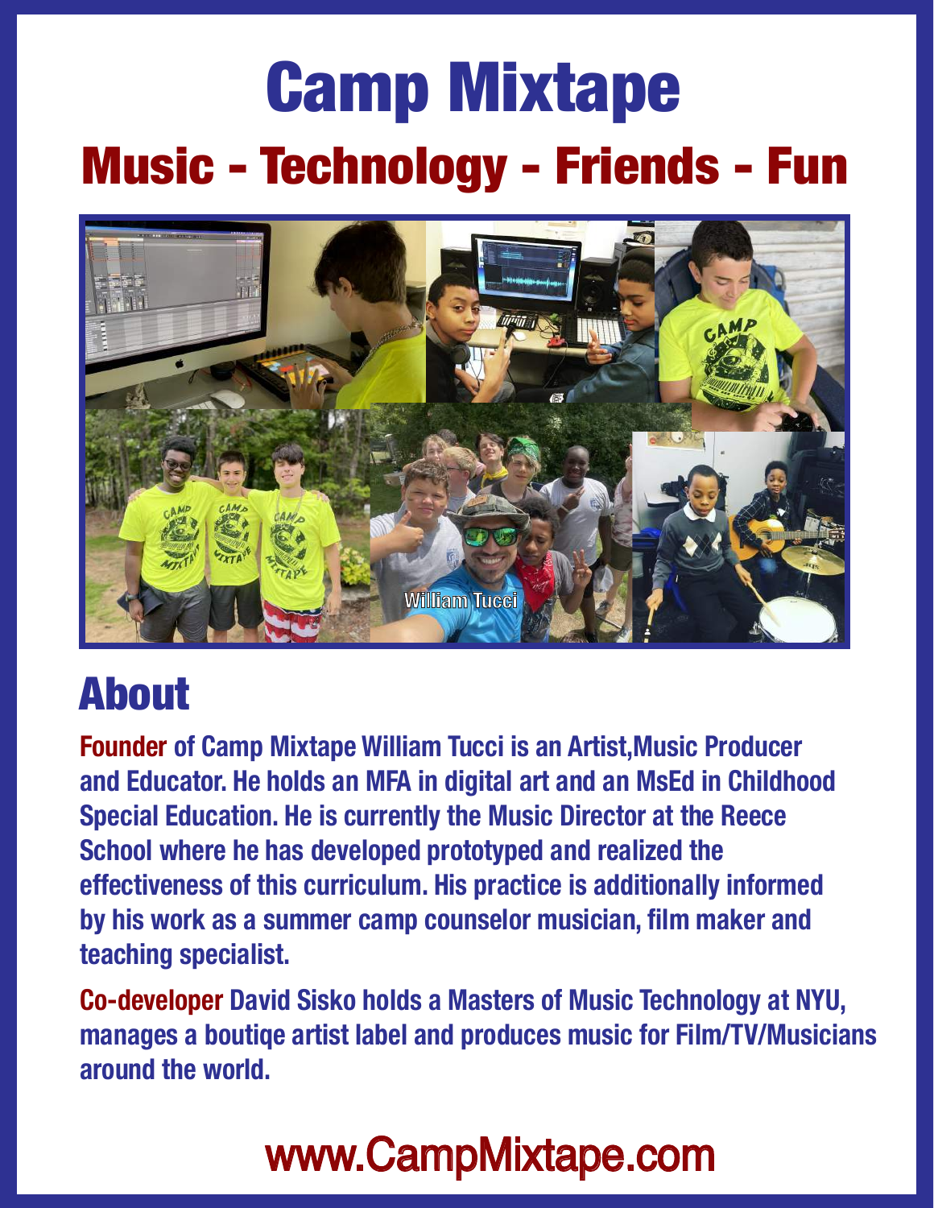# Camp Mixtape

## Music - Technology - Friends - Fun

William Tucci

## About

**Founder** of Camp Mixtape William Tucci is an Artist,Music Producer and Educator. He holds an MFA in digital art and an MsEd in Childhood Special Education. He is currently the Music Director at the Reece School where he has developed prototyped and realized the effectiveness of this curriculum. His practice is additionally informed by his work as a summer camp counselor musician, film maker and teaching specialist.

**Co-developer** David Sisko holds a Masters of Music Technology at NYU, manages a boutiqe artist label and produces music for Film/TV/Musicians around the world.

www.CampMixtape.com